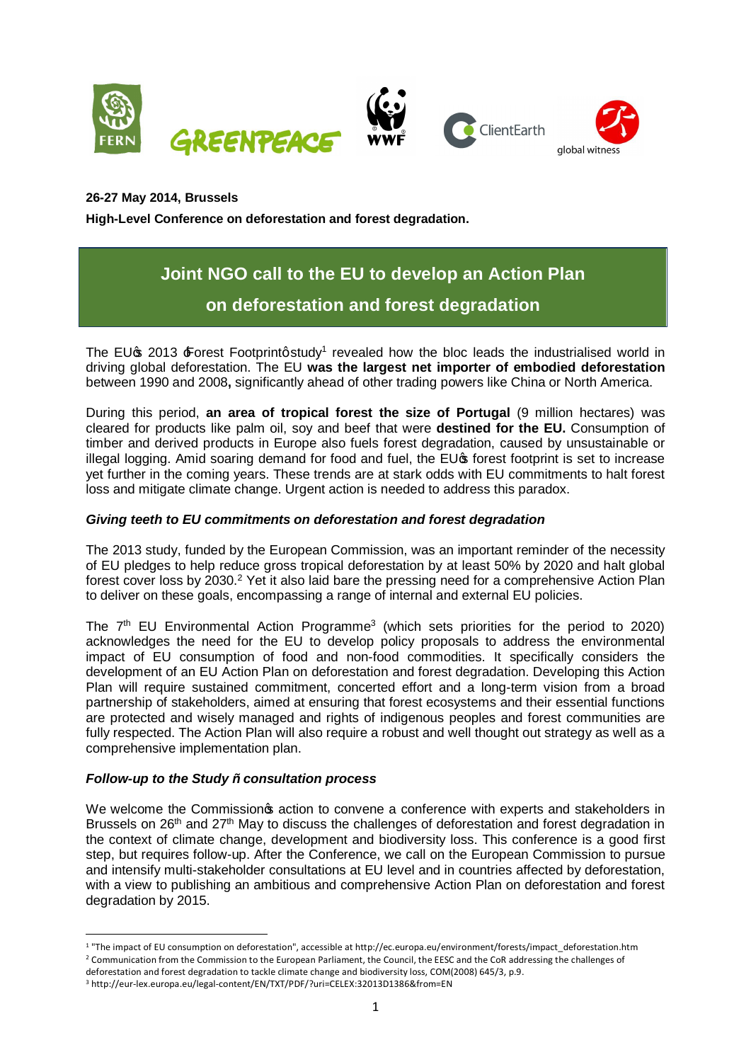**26-27 May 2014, Brussels**

**High-Level Conference on deforestation and forest degradation.**

# Joint NGO call to the EU to develop an Action Plan on deforestation and forest degradation

The EU's 2013 'Forest Footprint' study[1] revealed how the bloc leads the industrialised world in driving global deforestation. The EU **was the largest net importer of embodied deforestation** between 1990 and 2008**,** significantly ahead of other trading powers like China or North America.

During this period, **an area of tropical forest the size of Portugal** (9 million hectares) was cleared for products like palm oil, soy and beef that were **destined for the EU.** Consumption of timber and derived products in Europe also fuels forest degradation, caused by unsustainable or illegal logging. Amid soaring demand for food and fuel, the EU's forest footprint is set to increase yet further in the coming years. These trends are at stark odds with EU commitments to halt forest loss and mitigate climate change. Urgent action is needed to address this paradox.

### *Giving teeth to EU commitments on deforestation and forest degradation*

The 2013 study, funded by the European Commission, was an important reminder of the necessity of EU pledges to help reduce gross tropical deforestation by at least 50% by 2020 and halt global forest cover loss by 2030.[2] Yet it also laid bare the pressing need for a comprehensive Action Plan to deliver on these goals, encompassing a range of internal and external EU policies.

The 7th EU Environmental Action Programme[3] (which sets priorities for the period to 2020) acknowledges the need for the EU to develop policy proposals to address the environmental impact of EU consumption of food and non-food commodities. It specifically considers the development of an EU Action Plan on deforestation and forest degradation. Developing this Action Plan will require sustained commitment, concerted effort and a long-term vision from a broad partnership of stakeholders, aimed at ensuring that forest ecosystems and their essential functions are protected and wisely managed and rights of indigenous peoples and forest communities are fully respected. The Action Plan will also require a robust and well thought out strategy as well as a comprehensive implementation plan.

### *Follow-up to the Study – consultation process*

We welcome the Commission's action to convene a conference with experts and stakeholders in Brussels on 26th and 27th May to discuss the challenges of deforestation and forest degradation in the context of climate change, development and biodiversity loss. This conference is a good first step, but requires follow-up. After the Conference, we call on the European Commission to pursue and intensify multi-stakeholder consultations at EU level and in countries affected by deforestation, with a view to publishing an ambitious and comprehensive Action Plan on deforestation and forest degradation by 2015.

---

[1] "The impact of EU consumption on deforestation", accessible at http://ec.europa.eu/environment/forests/impact_deforestation.htm

[2] Communication from the Commission to the European Parliament, the Council, the EESC and the CoR addressing the challenges of deforestation and forest degradation to tackle climate change and biodiversity loss, COM(2008) 645/3, p.9.

[3] http://eur-lex.europa.eu/legal-content/EN/TXT/PDF/?uri=CELEX:32013D1386&from=EN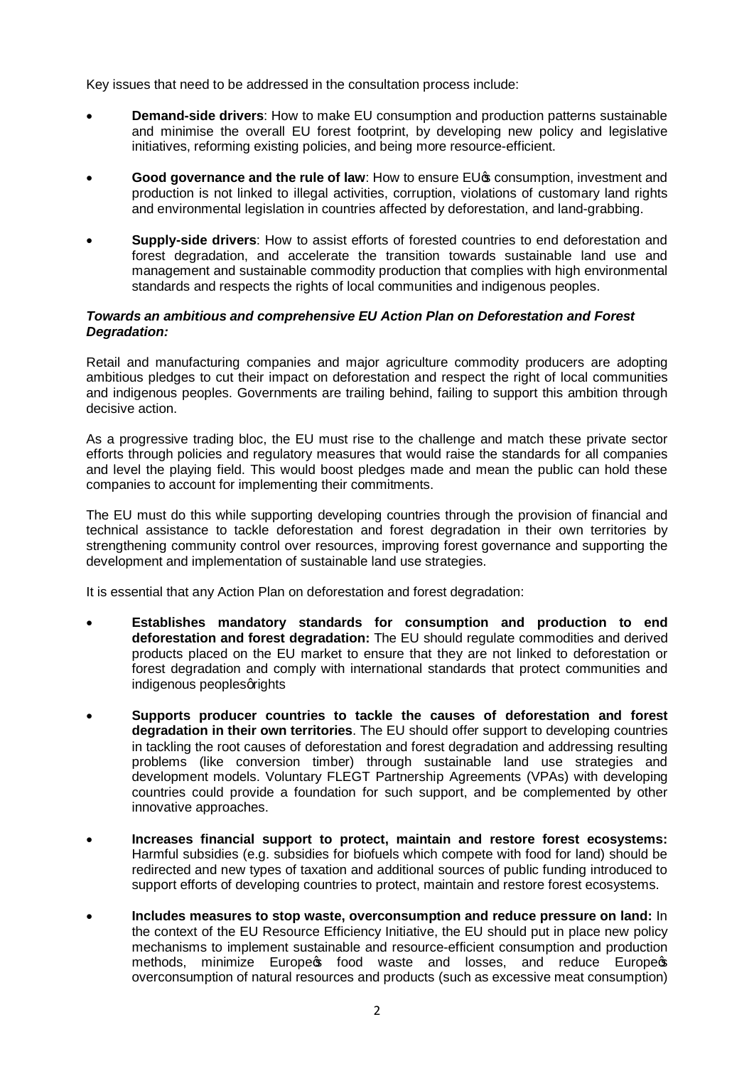Key issues that need to be addressed in the consultation process include:

- **Demand-side drivers**: How to make EU consumption and production patterns sustainable and minimise the overall EU forest footprint, by developing new policy and legislative initiatives, reforming existing policies, and being more resource-efficient.
- **Good governance and the rule of law**: How to ensure EU's consumption, investment and production is not linked to illegal activities, corruption, violations of customary land rights and environmental legislation in countries affected by deforestation, and land-grabbing.
- **Supply-side drivers**: How to assist efforts of forested countries to end deforestation and forest degradation, and accelerate the transition towards sustainable land use and management and sustainable commodity production that complies with high environmental standards and respects the rights of local communities and indigenous peoples.

***Towards an ambitious and comprehensive EU Action Plan on Deforestation and Forest Degradation:***

Retail and manufacturing companies and major agriculture commodity producers are adopting ambitious pledges to cut their impact on deforestation and respect the right of local communities and indigenous peoples. Governments are trailing behind, failing to support this ambition through decisive action.

As a progressive trading bloc, the EU must rise to the challenge and match these private sector efforts through policies and regulatory measures that would raise the standards for all companies and level the playing field. This would boost pledges made and mean the public can hold these companies to account for implementing their commitments.

The EU must do this while supporting developing countries through the provision of financial and technical assistance to tackle deforestation and forest degradation in their own territories by strengthening community control over resources, improving forest governance and supporting the development and implementation of sustainable land use strategies.

It is essential that any Action Plan on deforestation and forest degradation:

- **Establishes mandatory standards for consumption and production to end deforestation and forest degradation:** The EU should regulate commodities and derived products placed on the EU market to ensure that they are not linked to deforestation or forest degradation and comply with international standards that protect communities and indigenous peoples' rights
- **Supports producer countries to tackle the causes of deforestation and forest degradation in their own territories**. The EU should offer support to developing countries in tackling the root causes of deforestation and forest degradation and addressing resulting problems (like conversion timber) through sustainable land use strategies and development models. Voluntary FLEGT Partnership Agreements (VPAs) with developing countries could provide a foundation for such support, and be complemented by other innovative approaches.
- **Increases financial support to protect, maintain and restore forest ecosystems:** Harmful subsidies (e.g. subsidies for biofuels which compete with food for land) should be redirected and new types of taxation and additional sources of public funding introduced to support efforts of developing countries to protect, maintain and restore forest ecosystems.
- **Includes measures to stop waste, overconsumption and reduce pressure on land:** In the context of the EU Resource Efficiency Initiative, the EU should put in place new policy mechanisms to implement sustainable and resource-efficient consumption and production methods, minimize Europe's food waste and losses, and reduce Europe's overconsumption of natural resources and products (such as excessive meat consumption)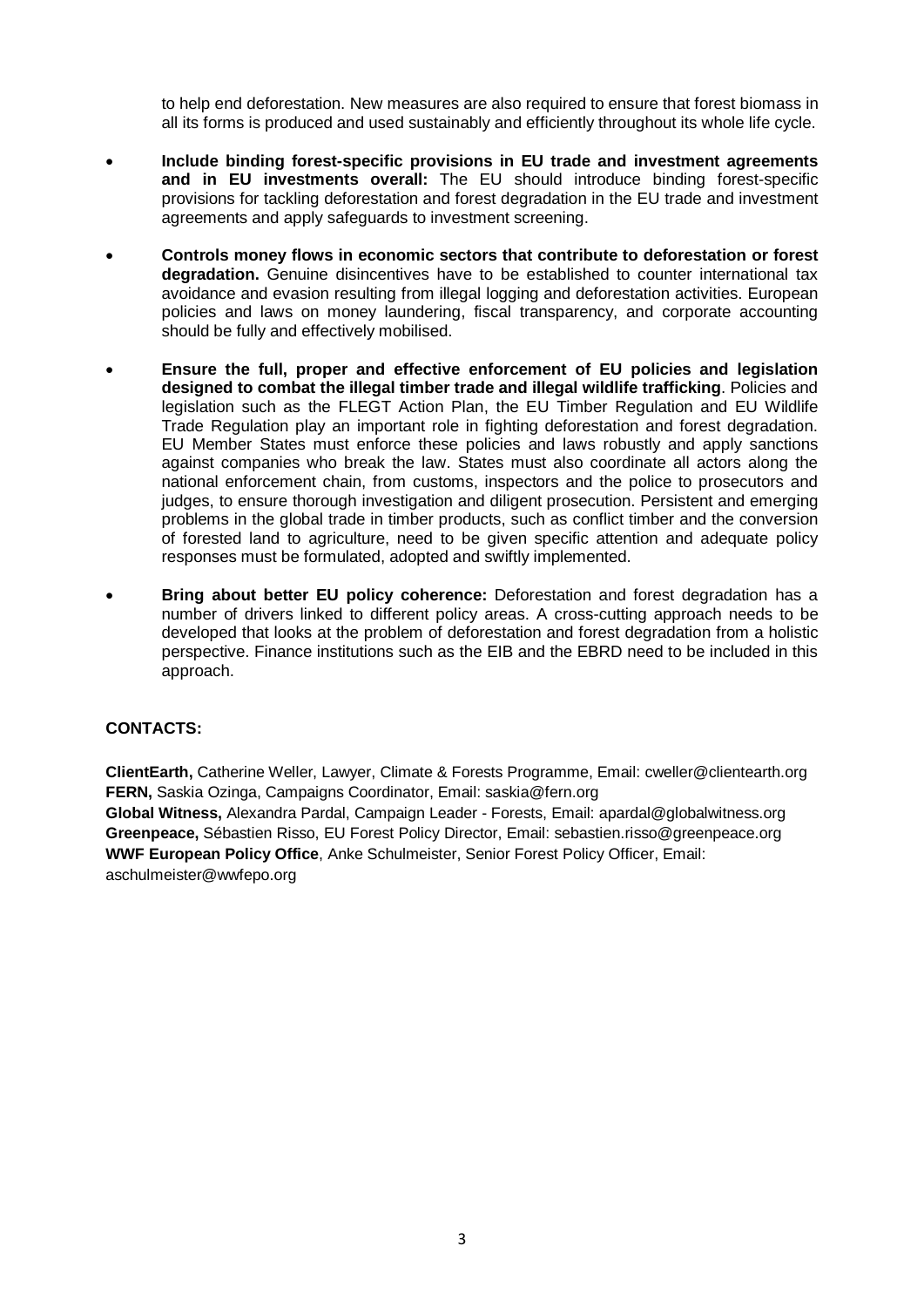to help end deforestation. New measures are also required to ensure that forest biomass in all its forms is produced and used sustainably and efficiently throughout its whole life cycle.

- **Include binding forest-specific provisions in EU trade and investment agreements and in EU investments overall:** The EU should introduce binding forest-specific provisions for tackling deforestation and forest degradation in the EU trade and investment agreements and apply safeguards to investment screening.

- **Controls money flows in economic sectors that contribute to deforestation or forest degradation.** Genuine disincentives have to be established to counter international tax avoidance and evasion resulting from illegal logging and deforestation activities. European policies and laws on money laundering, fiscal transparency, and corporate accounting should be fully and effectively mobilised.

- **Ensure the full, proper and effective enforcement of EU policies and legislation designed to combat the illegal timber trade and illegal wildlife trafficking**. Policies and legislation such as the FLEGT Action Plan, the EU Timber Regulation and EU Wildlife Trade Regulation play an important role in fighting deforestation and forest degradation. EU Member States must enforce these policies and laws robustly and apply sanctions against companies who break the law. States must also coordinate all actors along the national enforcement chain, from customs, inspectors and the police to prosecutors and judges, to ensure thorough investigation and diligent prosecution. Persistent and emerging problems in the global trade in timber products, such as conflict timber and the conversion of forested land to agriculture, need to be given specific attention and adequate policy responses must be formulated, adopted and swiftly implemented.

- **Bring about better EU policy coherence:** Deforestation and forest degradation has a number of drivers linked to different policy areas. A cross-cutting approach needs to be developed that looks at the problem of deforestation and forest degradation from a holistic perspective. Finance institutions such as the EIB and the EBRD need to be included in this approach.

**CONTACTS:**

**ClientEarth,** Catherine Weller, Lawyer, Climate & Forests Programme, Email: cweller@clientearth.org
**FERN,** Saskia Ozinga, Campaigns Coordinator, Email: saskia@fern.org
**Global Witness,** Alexandra Pardal, Campaign Leader - Forests, Email: apardal@globalwitness.org
**Greenpeace,** Sébastien Risso, EU Forest Policy Director, Email: sebastien.risso@greenpeace.org
**WWF European Policy Office**, Anke Schulmeister, Senior Forest Policy Officer, Email: aschulmeister@wwfepo.org